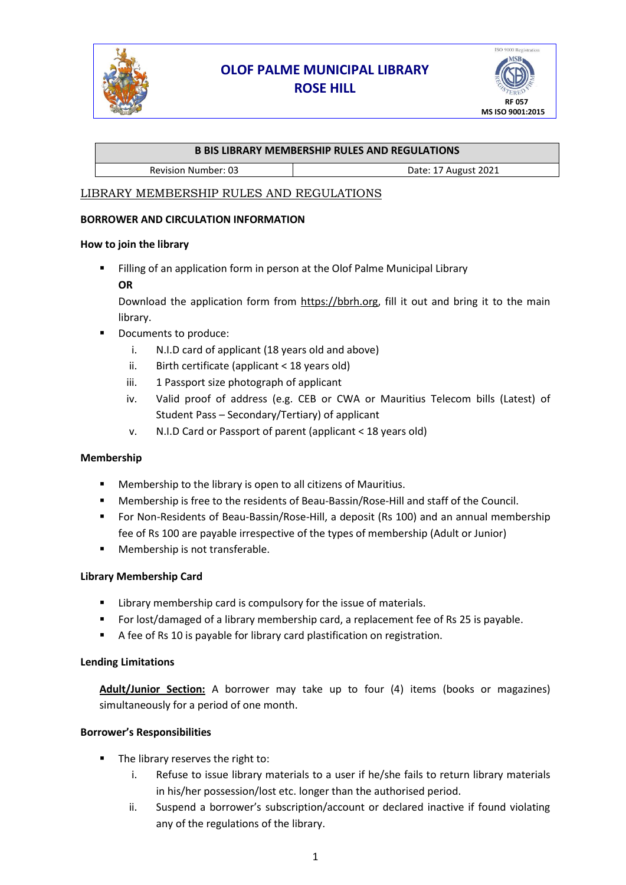# OLOF PALME MUNICIPAL LIBRARY
## ROSE HILL

RF 057
MS ISO 9001:2015

| B BIS LIBRARY MEMBERSHIP RULES AND REGULATIONS | |
|---|---|
| Revision Number: 03 | Date: 17 August 2021 |

## LIBRARY MEMBERSHIP RULES AND REGULATIONS

### BORROWER AND CIRCULATION INFORMATION

**How to join the library**

- Filling of an application form in person at the Olof Palme Municipal Library
  **OR**
  Download the application form from https://bbrh.org, fill it out and bring it to the main library.
- Documents to produce:
  i. N.I.D card of applicant (18 years old and above)
  ii. Birth certificate (applicant < 18 years old)
  iii. 1 Passport size photograph of applicant
  iv. Valid proof of address (e.g. CEB or CWA or Mauritius Telecom bills (Latest) of Student Pass – Secondary/Tertiary) of applicant
  v. N.I.D Card or Passport of parent (applicant < 18 years old)

**Membership**

- Membership to the library is open to all citizens of Mauritius.
- Membership is free to the residents of Beau-Bassin/Rose-Hill and staff of the Council.
- For Non-Residents of Beau-Bassin/Rose-Hill, a deposit (Rs 100) and an annual membership fee of Rs 100 are payable irrespective of the types of membership (Adult or Junior)
- Membership is not transferable.

**Library Membership Card**

- Library membership card is compulsory for the issue of materials.
- For lost/damaged of a library membership card, a replacement fee of Rs 25 is payable.
- A fee of Rs 10 is payable for library card plastification on registration.

**Lending Limitations**

**Adult/Junior Section:** A borrower may take up to four (4) items (books or magazines) simultaneously for a period of one month.

**Borrower's Responsibilities**

- The library reserves the right to:
  i. Refuse to issue library materials to a user if he/she fails to return library materials in his/her possession/lost etc. longer than the authorised period.
  ii. Suspend a borrower's subscription/account or declared inactive if found violating any of the regulations of the library.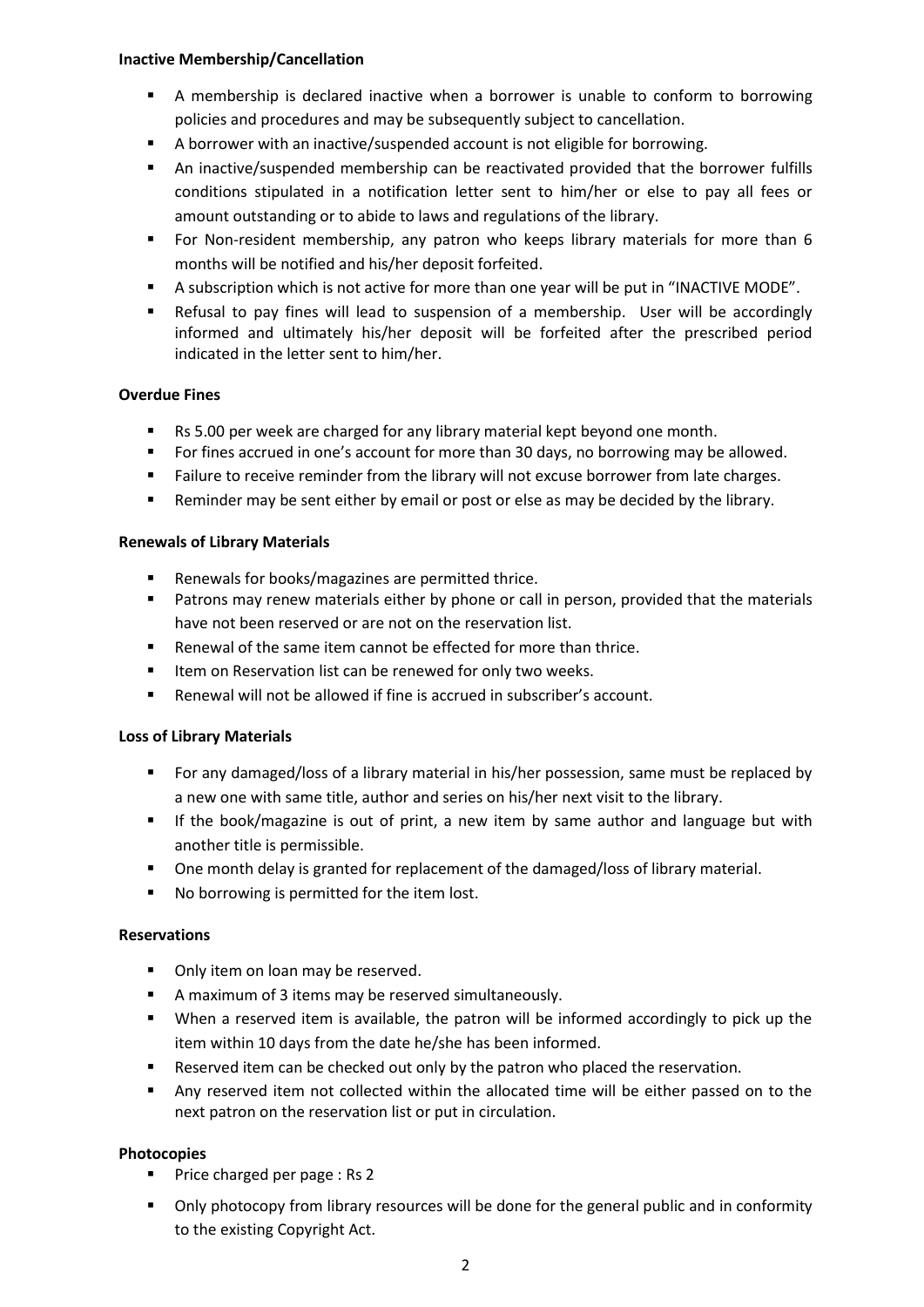**Inactive Membership/Cancellation**

- A membership is declared inactive when a borrower is unable to conform to borrowing policies and procedures and may be subsequently subject to cancellation.
- A borrower with an inactive/suspended account is not eligible for borrowing.
- An inactive/suspended membership can be reactivated provided that the borrower fulfills conditions stipulated in a notification letter sent to him/her or else to pay all fees or amount outstanding or to abide to laws and regulations of the library.
- For Non-resident membership, any patron who keeps library materials for more than 6 months will be notified and his/her deposit forfeited.
- A subscription which is not active for more than one year will be put in "INACTIVE MODE".
- Refusal to pay fines will lead to suspension of a membership. User will be accordingly informed and ultimately his/her deposit will be forfeited after the prescribed period indicated in the letter sent to him/her.

**Overdue Fines**

- Rs 5.00 per week are charged for any library material kept beyond one month.
- For fines accrued in one's account for more than 30 days, no borrowing may be allowed.
- Failure to receive reminder from the library will not excuse borrower from late charges.
- Reminder may be sent either by email or post or else as may be decided by the library.

**Renewals of Library Materials**

- Renewals for books/magazines are permitted thrice.
- Patrons may renew materials either by phone or call in person, provided that the materials have not been reserved or are not on the reservation list.
- Renewal of the same item cannot be effected for more than thrice.
- Item on Reservation list can be renewed for only two weeks.
- Renewal will not be allowed if fine is accrued in subscriber's account.

**Loss of Library Materials**

- For any damaged/loss of a library material in his/her possession, same must be replaced by a new one with same title, author and series on his/her next visit to the library.
- If the book/magazine is out of print, a new item by same author and language but with another title is permissible.
- One month delay is granted for replacement of the damaged/loss of library material.
- No borrowing is permitted for the item lost.

**Reservations**

- Only item on loan may be reserved.
- A maximum of 3 items may be reserved simultaneously.
- When a reserved item is available, the patron will be informed accordingly to pick up the item within 10 days from the date he/she has been informed.
- Reserved item can be checked out only by the patron who placed the reservation.
- Any reserved item not collected within the allocated time will be either passed on to the next patron on the reservation list or put in circulation.

**Photocopies**

- Price charged per page : Rs 2
- Only photocopy from library resources will be done for the general public and in conformity to the existing Copyright Act.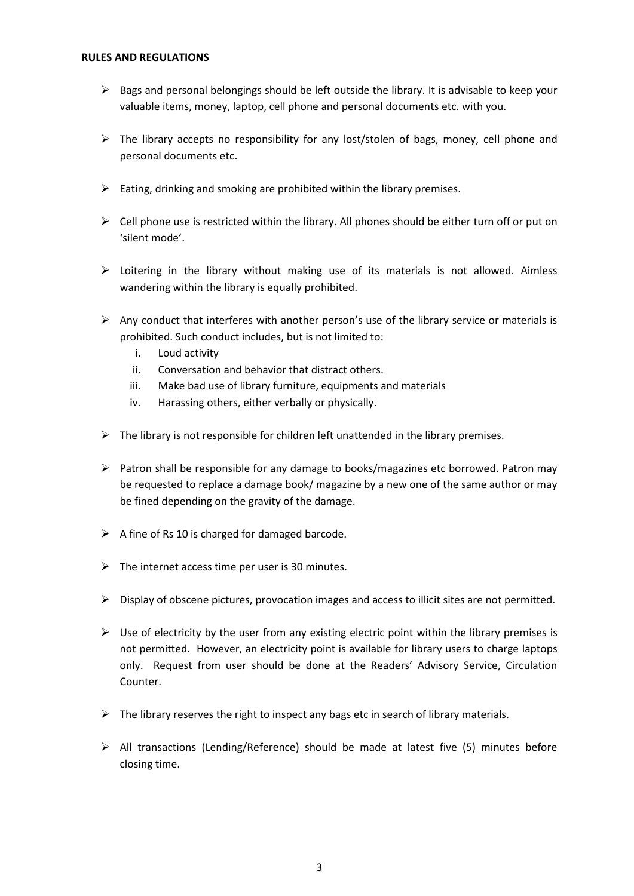**RULES AND REGULATIONS**

- Bags and personal belongings should be left outside the library. It is advisable to keep your valuable items, money, laptop, cell phone and personal documents etc. with you.
- The library accepts no responsibility for any lost/stolen of bags, money, cell phone and personal documents etc.
- Eating, drinking and smoking are prohibited within the library premises.
- Cell phone use is restricted within the library. All phones should be either turn off or put on 'silent mode'.
- Loitering in the library without making use of its materials is not allowed. Aimless wandering within the library is equally prohibited.
- Any conduct that interferes with another person's use of the library service or materials is prohibited. Such conduct includes, but is not limited to:
    1. Loud activity
    2. Conversation and behavior that distract others.
    3. Make bad use of library furniture, equipments and materials
    4. Harassing others, either verbally or physically.
- The library is not responsible for children left unattended in the library premises.
- Patron shall be responsible for any damage to books/magazines etc borrowed. Patron may be requested to replace a damage book/ magazine by a new one of the same author or may be fined depending on the gravity of the damage.
- A fine of Rs 10 is charged for damaged barcode.
- The internet access time per user is 30 minutes.
- Display of obscene pictures, provocation images and access to illicit sites are not permitted.
- Use of electricity by the user from any existing electric point within the library premises is not permitted. However, an electricity point is available for library users to charge laptops only. Request from user should be done at the Readers' Advisory Service, Circulation Counter.
- The library reserves the right to inspect any bags etc in search of library materials.
- All transactions (Lending/Reference) should be made at latest five (5) minutes before closing time.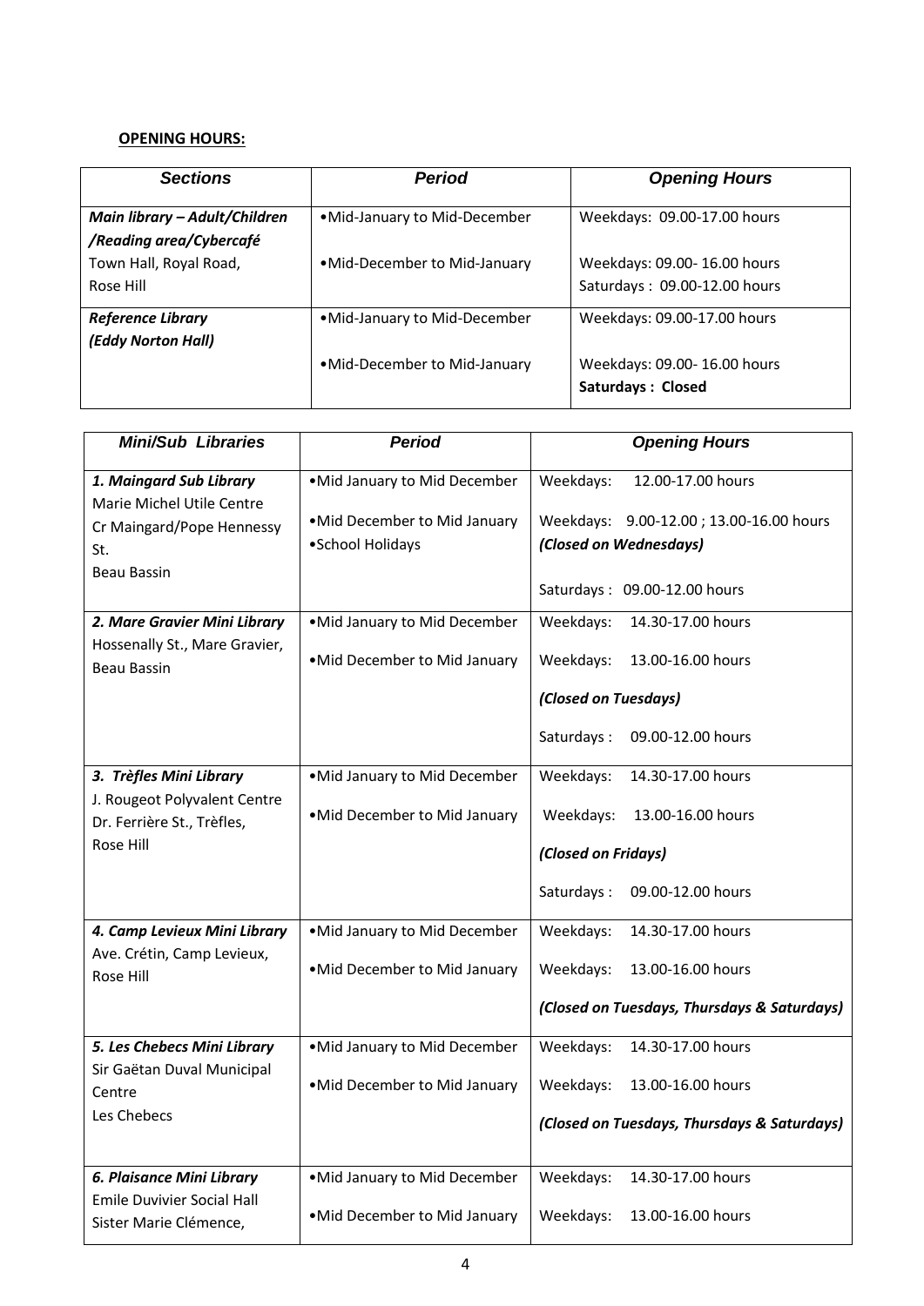**OPENING HOURS:**

| *Sections* | *Period* | *Opening Hours* |
|---|---|---|
| ***Main library – Adult/Children /Reading area/Cybercafé*** Town Hall, Royal Road, Rose Hill | •Mid-January to Mid-December<br>•Mid-December to Mid-January | Weekdays: 09.00-17.00 hours<br>Weekdays: 09.00- 16.00 hours<br>Saturdays : 09.00-12.00 hours |
| ***Reference Library (Eddy Norton Hall)*** | •Mid-January to Mid-December<br>•Mid-December to Mid-January | Weekdays: 09.00-17.00 hours<br>Weekdays: 09.00- 16.00 hours<br>**Saturdays : Closed** |

| *Mini/Sub Libraries* | *Period* | *Opening Hours* |
|---|---|---|
| ***1. Maingard Sub Library*** Marie Michel Utile Centre Cr Maingard/Pope Hennessy St. Beau Bassin | •Mid January to Mid December<br>•Mid December to Mid January<br>•School Holidays | Weekdays: 12.00-17.00 hours<br>Weekdays: 9.00-12.00 ; 13.00-16.00 hours<br>*(Closed on Wednesdays)*<br>Saturdays : 09.00-12.00 hours |
| ***2. Mare Gravier Mini Library*** Hossenally St., Mare Gravier, Beau Bassin | •Mid January to Mid December<br>•Mid December to Mid January | Weekdays: 14.30-17.00 hours<br>Weekdays: 13.00-16.00 hours<br>*(Closed on Tuesdays)*<br>Saturdays : 09.00-12.00 hours |
| ***3. Trèfles Mini Library*** J. Rougeot Polyvalent Centre Dr. Ferrière St., Trèfles, Rose Hill | •Mid January to Mid December<br>•Mid December to Mid January | Weekdays: 14.30-17.00 hours<br>Weekdays: 13.00-16.00 hours<br>*(Closed on Fridays)*<br>Saturdays : 09.00-12.00 hours |
| ***4. Camp Levieux Mini Library*** Ave. Crétin, Camp Levieux, Rose Hill | •Mid January to Mid December<br>•Mid December to Mid January | Weekdays: 14.30-17.00 hours<br>Weekdays: 13.00-16.00 hours<br>*(Closed on Tuesdays, Thursdays & Saturdays)* |
| ***5. Les Chebecs Mini Library*** Sir Gaëtan Duval Municipal Centre Les Chebecs | •Mid January to Mid December<br>•Mid December to Mid January | Weekdays: 14.30-17.00 hours<br>Weekdays: 13.00-16.00 hours<br>*(Closed on Tuesdays, Thursdays & Saturdays)* |
| ***6. Plaisance Mini Library*** Emile Duvivier Social Hall Sister Marie Clémence, | •Mid January to Mid December<br>•Mid December to Mid January | Weekdays: 14.30-17.00 hours<br>Weekdays: 13.00-16.00 hours |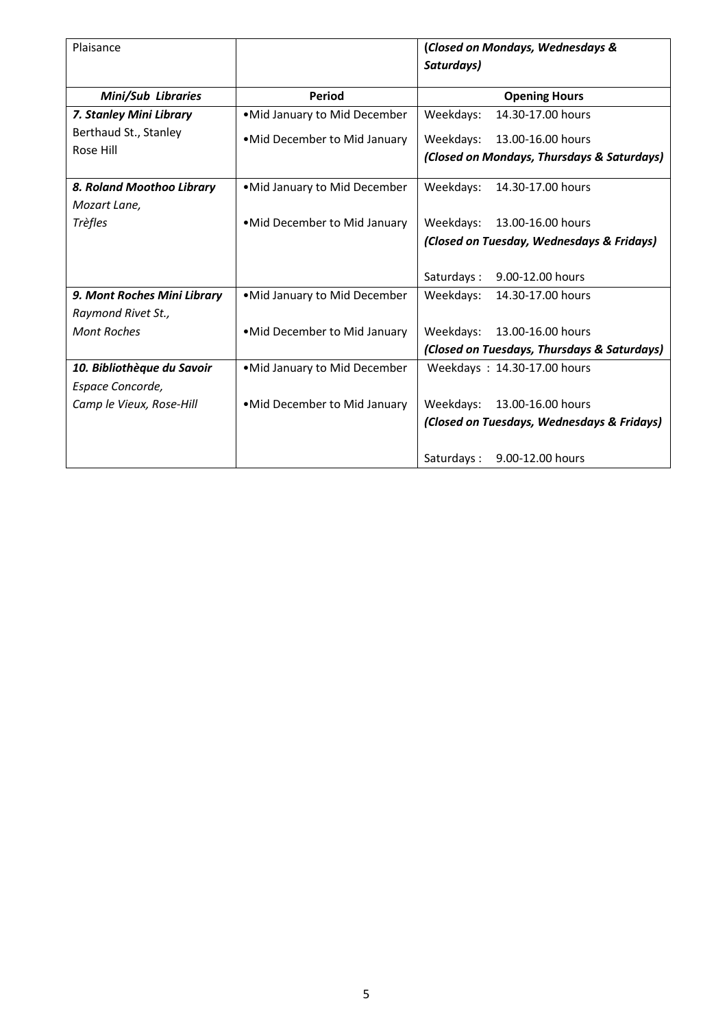| | | |
|---|---|---|
| Plaisance | | ***(Closed on Mondays, Wednesdays & Saturdays)*** |
| ***Mini/Sub Libraries*** | **Period** | **Opening Hours** |
| ***7. Stanley Mini Library*** Berthaud St., Stanley Rose Hill | •Mid January to Mid December<br>•Mid December to Mid January | Weekdays: 14.30-17.00 hours<br>Weekdays: 13.00-16.00 hours<br>***(Closed on Mondays, Thursdays & Saturdays)*** |
| ***8. Roland Moothoo Library*** *Mozart Lane, Trèfles* | •Mid January to Mid December<br>•Mid December to Mid January | Weekdays: 14.30-17.00 hours<br>Weekdays: 13.00-16.00 hours<br>***(Closed on Tuesday, Wednesdays & Fridays)***<br>Saturdays : 9.00-12.00 hours |
| ***9. Mont Roches Mini Library*** *Raymond Rivet St., Mont Roches* | •Mid January to Mid December<br>•Mid December to Mid January | Weekdays: 14.30-17.00 hours<br>Weekdays: 13.00-16.00 hours<br>***(Closed on Tuesdays, Thursdays & Saturdays)*** |
| ***10. Bibliothèque du Savoir*** *Espace Concorde, Camp le Vieux, Rose-Hill* | •Mid January to Mid December<br>•Mid December to Mid January | Weekdays : 14.30-17.00 hours<br>Weekdays: 13.00-16.00 hours<br>***(Closed on Tuesdays, Wednesdays & Fridays)***<br>Saturdays : 9.00-12.00 hours |